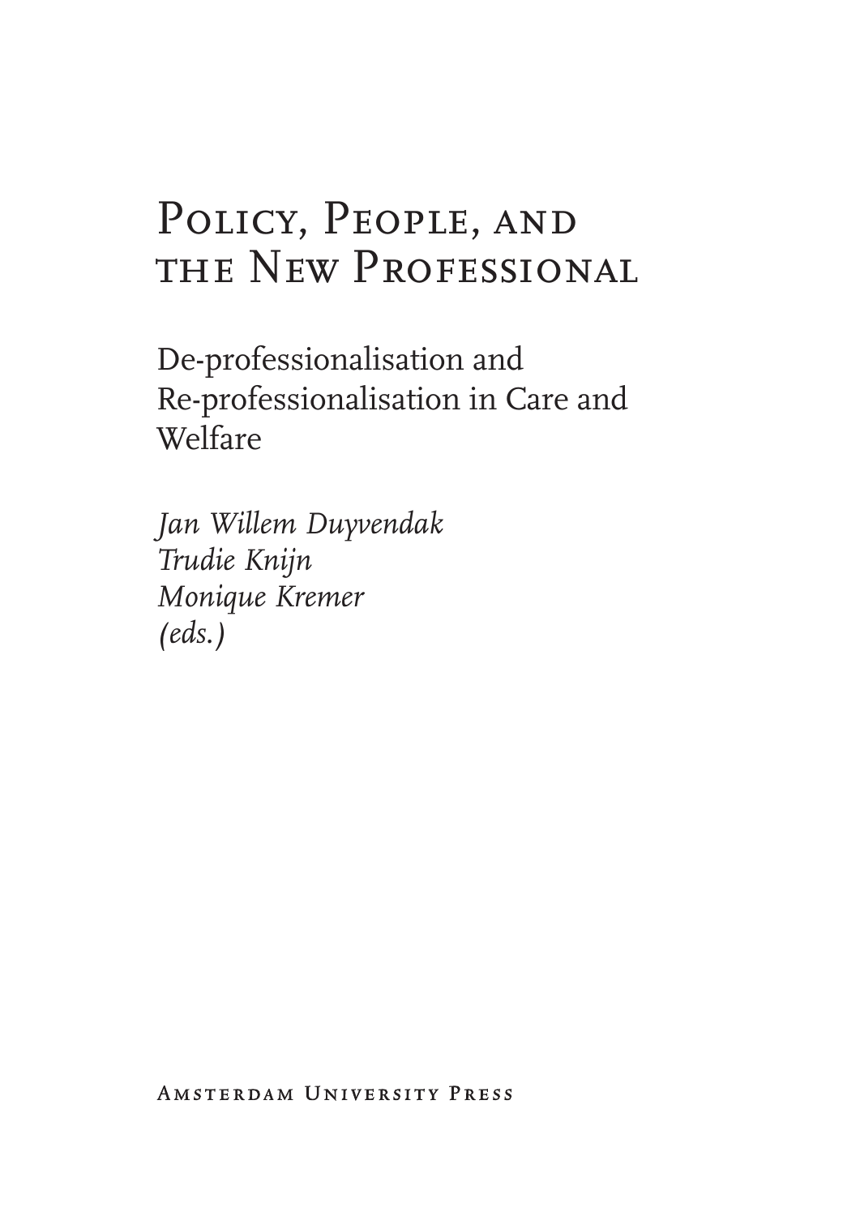# Policy, People, and the New Professional

## De-professionalisation and Re-professionalisation in Care and Welfare

*Jan Willem Duyvendak*
*Trudie Knijn*
*Monique Kremer*
*(eds.)*

Amsterdam University Press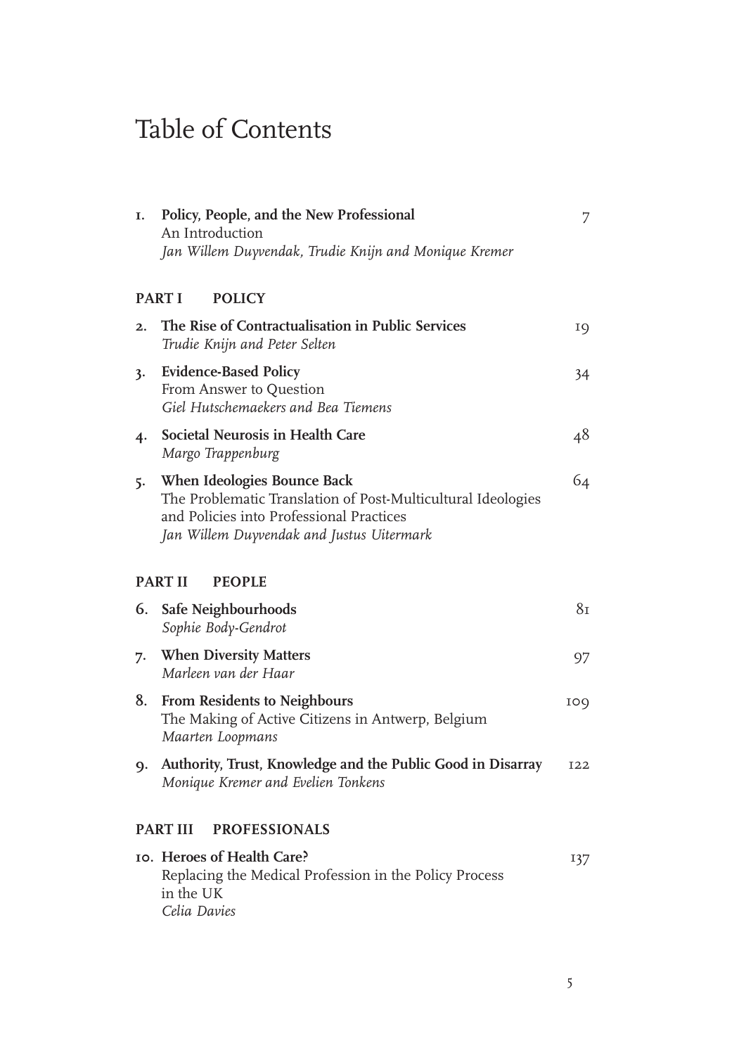# Table of Contents

1. **Policy, People, and the New Professional** 7
   An Introduction
   *Jan Willem Duyvendak, Trudie Knijn and Monique Kremer*

**PART I POLICY**

2. **The Rise of Contractualisation in Public Services** 19
   *Trudie Knijn and Peter Selten*

3. **Evidence-Based Policy** 34
   From Answer to Question
   *Giel Hutschemaekers and Bea Tiemens*

4. **Societal Neurosis in Health Care** 48
   *Margo Trappenburg*

5. **When Ideologies Bounce Back** 64
   The Problematic Translation of Post-Multicultural Ideologies and Policies into Professional Practices
   *Jan Willem Duyvendak and Justus Uitermark*

**PART II PEOPLE**

6. **Safe Neighbourhoods** 81
   *Sophie Body-Gendrot*

7. **When Diversity Matters** 97
   *Marleen van der Haar*

8. **From Residents to Neighbours** 109
   The Making of Active Citizens in Antwerp, Belgium
   *Maarten Loopmans*

9. **Authority, Trust, Knowledge and the Public Good in Disarray** 122
   *Monique Kremer and Evelien Tonkens*

**PART III PROFESSIONALS**

10. **Heroes of Health Care?** 137
    Replacing the Medical Profession in the Policy Process in the UK
    *Celia Davies*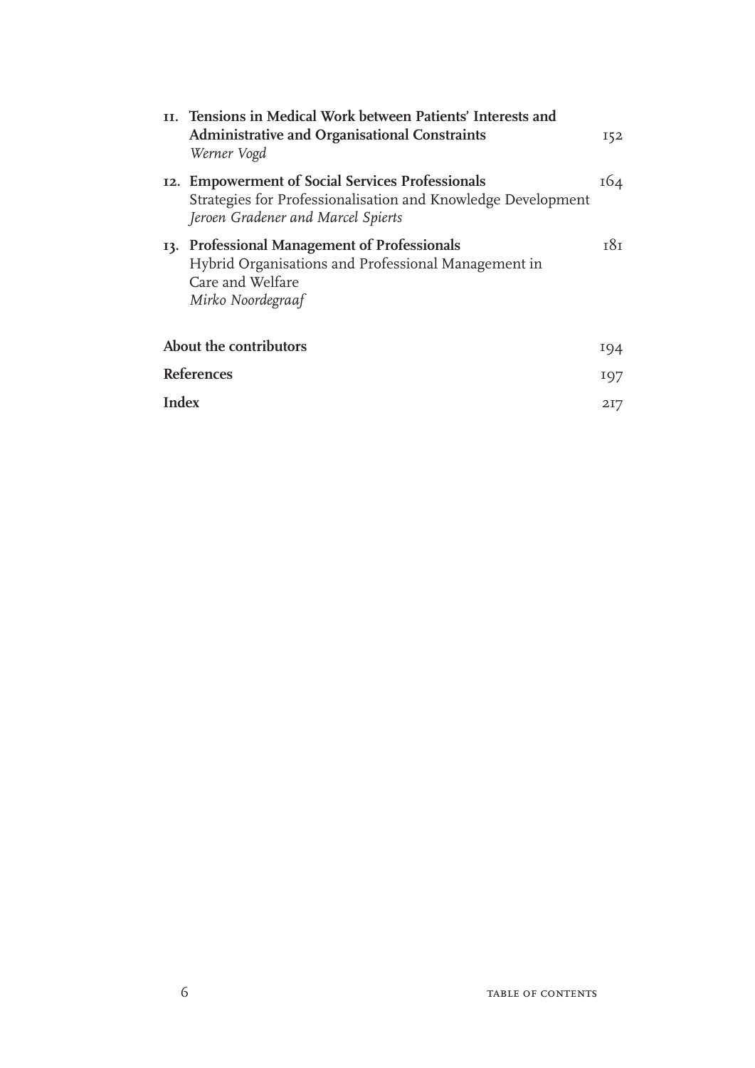11. **Tensions in Medical Work between Patients' Interests and Administrative and Organisational Constraints** 152
 *Werner Vogd*

12. **Empowerment of Social Services Professionals** 164
 Strategies for Professionalisation and Knowledge Development
 *Jeroen Gradener and Marcel Spierts*

13. **Professional Management of Professionals** 181
 Hybrid Organisations and Professional Management in Care and Welfare
 *Mirko Noordegraaf*

**About the contributors** 194

**References** 197

**Index** 217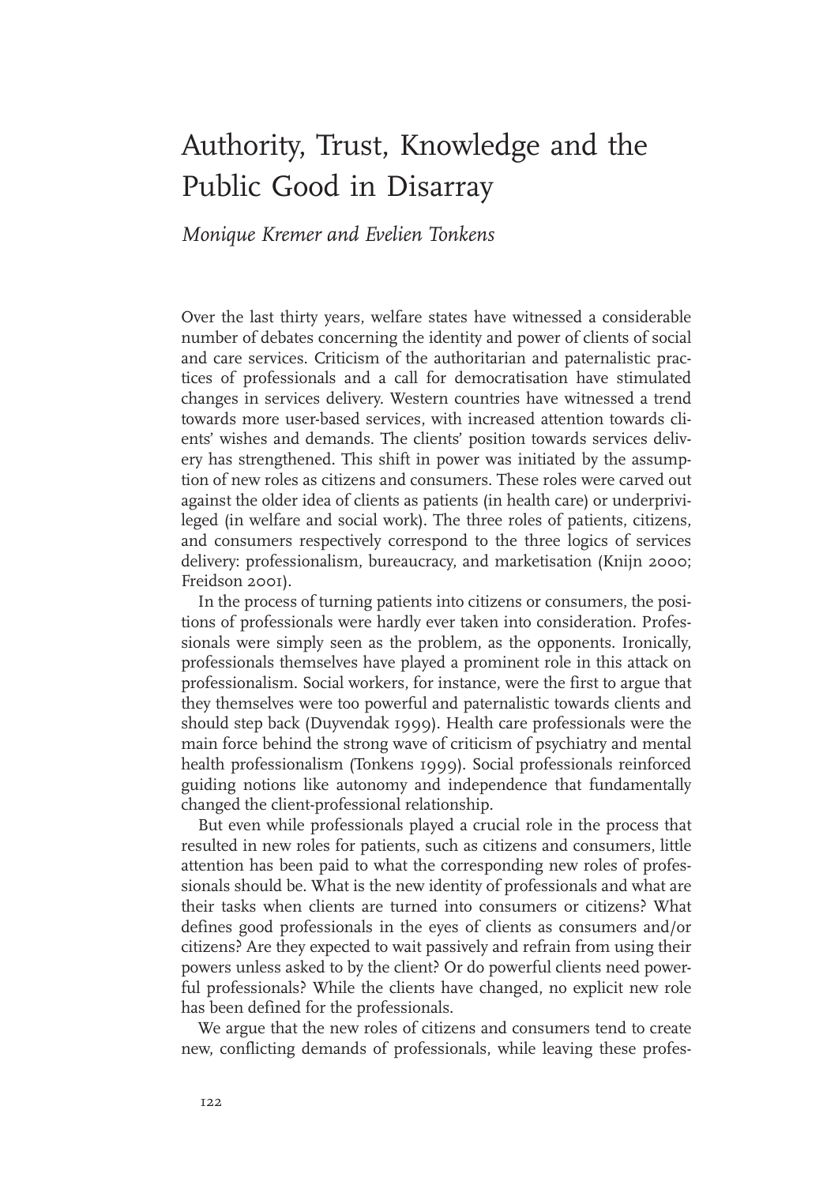# Authority, Trust, Knowledge and the Public Good in Disarray

*Monique Kremer and Evelien Tonkens*

Over the last thirty years, welfare states have witnessed a considerable number of debates concerning the identity and power of clients of social and care services. Criticism of the authoritarian and paternalistic practices of professionals and a call for democratisation have stimulated changes in services delivery. Western countries have witnessed a trend towards more user-based services, with increased attention towards clients' wishes and demands. The clients' position towards services delivery has strengthened. This shift in power was initiated by the assumption of new roles as citizens and consumers. These roles were carved out against the older idea of clients as patients (in health care) or underprivileged (in welfare and social work). The three roles of patients, citizens, and consumers respectively correspond to the three logics of services delivery: professionalism, bureaucracy, and marketisation (Knijn 2000; Freidson 2001).

In the process of turning patients into citizens or consumers, the positions of professionals were hardly ever taken into consideration. Professionals were simply seen as the problem, as the opponents. Ironically, professionals themselves have played a prominent role in this attack on professionalism. Social workers, for instance, were the first to argue that they themselves were too powerful and paternalistic towards clients and should step back (Duyvendak 1999). Health care professionals were the main force behind the strong wave of criticism of psychiatry and mental health professionalism (Tonkens 1999). Social professionals reinforced guiding notions like autonomy and independence that fundamentally changed the client-professional relationship.

But even while professionals played a crucial role in the process that resulted in new roles for patients, such as citizens and consumers, little attention has been paid to what the corresponding new roles of professionals should be. What is the new identity of professionals and what are their tasks when clients are turned into consumers or citizens? What defines good professionals in the eyes of clients as consumers and/or citizens? Are they expected to wait passively and refrain from using their powers unless asked to by the client? Or do powerful clients need powerful professionals? While the clients have changed, no explicit new role has been defined for the professionals.

We argue that the new roles of citizens and consumers tend to create new, conflicting demands of professionals, while leaving these profes-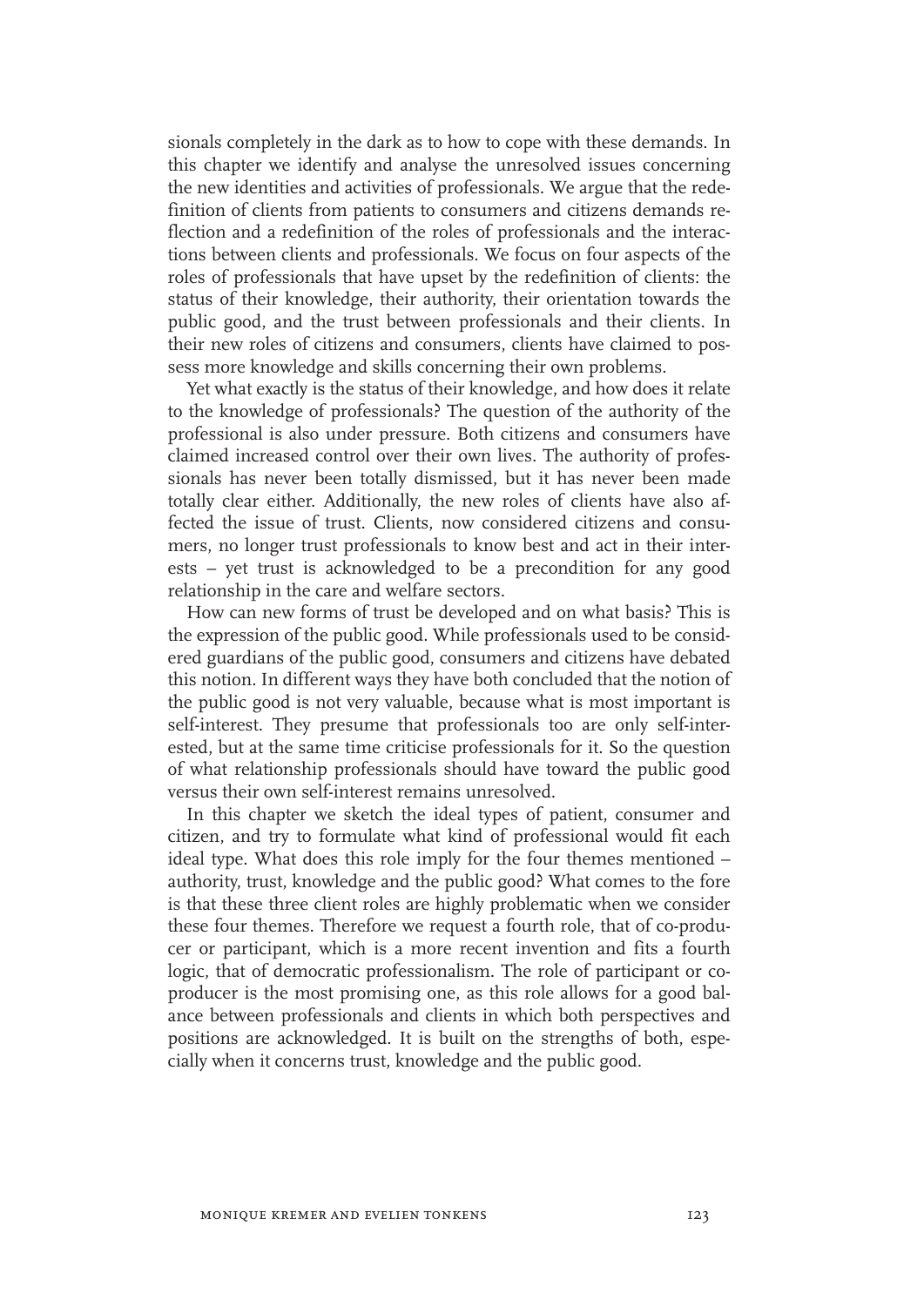sionals completely in the dark as to how to cope with these demands. In this chapter we identify and analyse the unresolved issues concerning the new identities and activities of professionals. We argue that the redefinition of clients from patients to consumers and citizens demands reflection and a redefinition of the roles of professionals and the interactions between clients and professionals. We focus on four aspects of the roles of professionals that have upset by the redefinition of clients: the status of their knowledge, their authority, their orientation towards the public good, and the trust between professionals and their clients. In their new roles of citizens and consumers, clients have claimed to possess more knowledge and skills concerning their own problems.

Yet what exactly is the status of their knowledge, and how does it relate to the knowledge of professionals? The question of the authority of the professional is also under pressure. Both citizens and consumers have claimed increased control over their own lives. The authority of professionals has never been totally dismissed, but it has never been made totally clear either. Additionally, the new roles of clients have also affected the issue of trust. Clients, now considered citizens and consumers, no longer trust professionals to know best and act in their interests – yet trust is acknowledged to be a precondition for any good relationship in the care and welfare sectors.

How can new forms of trust be developed and on what basis? This is the expression of the public good. While professionals used to be considered guardians of the public good, consumers and citizens have debated this notion. In different ways they have both concluded that the notion of the public good is not very valuable, because what is most important is self-interest. They presume that professionals too are only self-interested, but at the same time criticise professionals for it. So the question of what relationship professionals should have toward the public good versus their own self-interest remains unresolved.

In this chapter we sketch the ideal types of patient, consumer and citizen, and try to formulate what kind of professional would fit each ideal type. What does this role imply for the four themes mentioned – authority, trust, knowledge and the public good? What comes to the fore is that these three client roles are highly problematic when we consider these four themes. Therefore we request a fourth role, that of co-producer or participant, which is a more recent invention and fits a fourth logic, that of democratic professionalism. The role of participant or co-producer is the most promising one, as this role allows for a good balance between professionals and clients in which both perspectives and positions are acknowledged. It is built on the strengths of both, especially when it concerns trust, knowledge and the public good.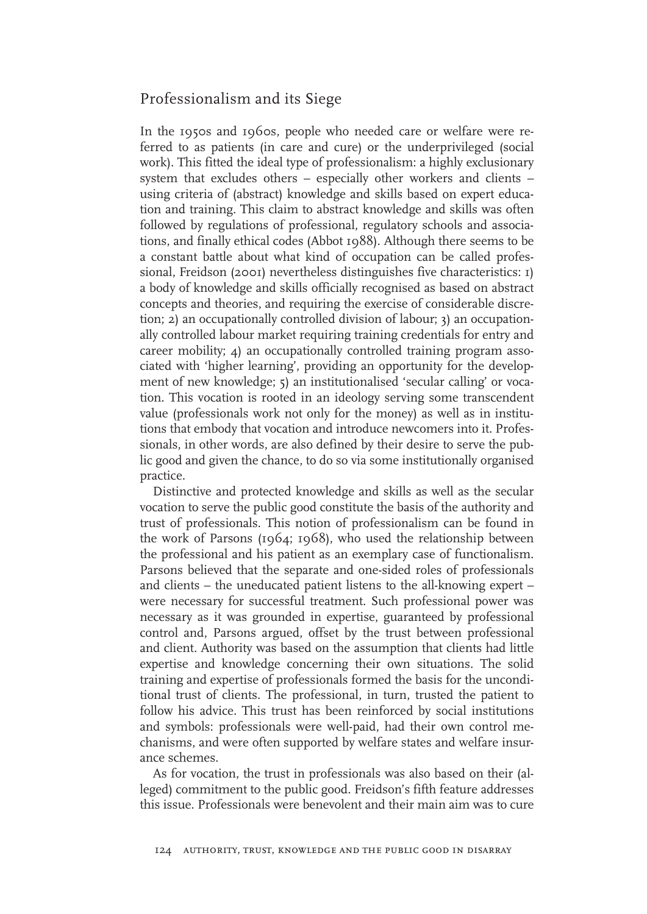## Professionalism and its Siege

In the 1950s and 1960s, people who needed care or welfare were referred to as patients (in care and cure) or the underprivileged (social work). This fitted the ideal type of professionalism: a highly exclusionary system that excludes others – especially other workers and clients – using criteria of (abstract) knowledge and skills based on expert education and training. This claim to abstract knowledge and skills was often followed by regulations of professional, regulatory schools and associations, and finally ethical codes (Abbot 1988). Although there seems to be a constant battle about what kind of occupation can be called professional, Freidson (2001) nevertheless distinguishes five characteristics: 1) a body of knowledge and skills officially recognised as based on abstract concepts and theories, and requiring the exercise of considerable discretion; 2) an occupationally controlled division of labour; 3) an occupationally controlled labour market requiring training credentials for entry and career mobility; 4) an occupationally controlled training program associated with 'higher learning', providing an opportunity for the development of new knowledge; 5) an institutionalised 'secular calling' or vocation. This vocation is rooted in an ideology serving some transcendent value (professionals work not only for the money) as well as in institutions that embody that vocation and introduce newcomers into it. Professionals, in other words, are also defined by their desire to serve the public good and given the chance, to do so via some institutionally organised practice.

Distinctive and protected knowledge and skills as well as the secular vocation to serve the public good constitute the basis of the authority and trust of professionals. This notion of professionalism can be found in the work of Parsons (1964; 1968), who used the relationship between the professional and his patient as an exemplary case of functionalism. Parsons believed that the separate and one-sided roles of professionals and clients – the uneducated patient listens to the all-knowing expert – were necessary for successful treatment. Such professional power was necessary as it was grounded in expertise, guaranteed by professional control and, Parsons argued, offset by the trust between professional and client. Authority was based on the assumption that clients had little expertise and knowledge concerning their own situations. The solid training and expertise of professionals formed the basis for the unconditional trust of clients. The professional, in turn, trusted the patient to follow his advice. This trust has been reinforced by social institutions and symbols: professionals were well-paid, had their own control mechanisms, and were often supported by welfare states and welfare insurance schemes.

As for vocation, the trust in professionals was also based on their (alleged) commitment to the public good. Freidson's fifth feature addresses this issue. Professionals were benevolent and their main aim was to cure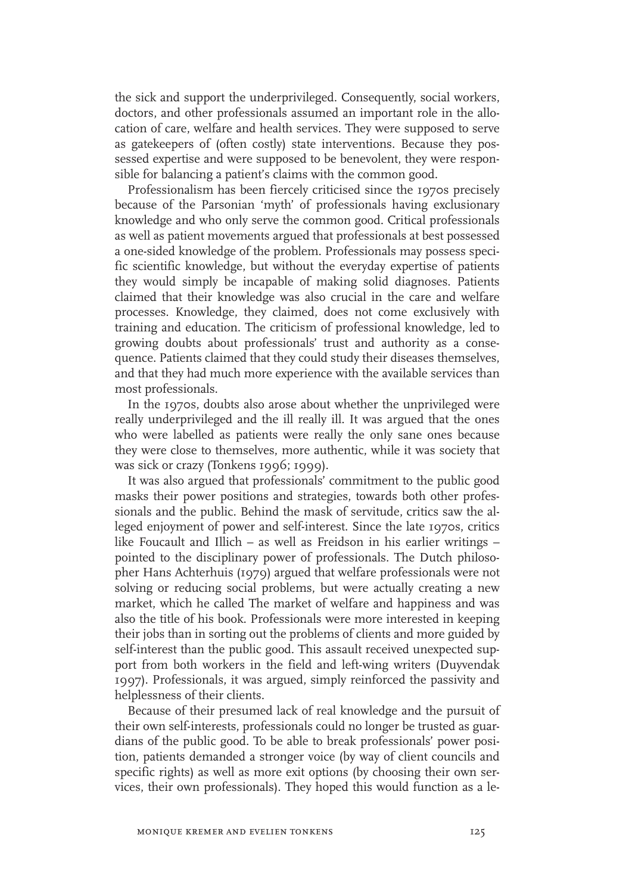the sick and support the underprivileged. Consequently, social workers, doctors, and other professionals assumed an important role in the allocation of care, welfare and health services. They were supposed to serve as gatekeepers of (often costly) state interventions. Because they possessed expertise and were supposed to be benevolent, they were responsible for balancing a patient's claims with the common good.

Professionalism has been fiercely criticised since the 1970s precisely because of the Parsonian 'myth' of professionals having exclusionary knowledge and who only serve the common good. Critical professionals as well as patient movements argued that professionals at best possessed a one-sided knowledge of the problem. Professionals may possess specific scientific knowledge, but without the everyday expertise of patients they would simply be incapable of making solid diagnoses. Patients claimed that their knowledge was also crucial in the care and welfare processes. Knowledge, they claimed, does not come exclusively with training and education. The criticism of professional knowledge, led to growing doubts about professionals' trust and authority as a consequence. Patients claimed that they could study their diseases themselves, and that they had much more experience with the available services than most professionals.

In the 1970s, doubts also arose about whether the unprivileged were really underprivileged and the ill really ill. It was argued that the ones who were labelled as patients were really the only sane ones because they were close to themselves, more authentic, while it was society that was sick or crazy (Tonkens 1996; 1999).

It was also argued that professionals' commitment to the public good masks their power positions and strategies, towards both other professionals and the public. Behind the mask of servitude, critics saw the alleged enjoyment of power and self-interest. Since the late 1970s, critics like Foucault and Illich – as well as Freidson in his earlier writings – pointed to the disciplinary power of professionals. The Dutch philosopher Hans Achterhuis (1979) argued that welfare professionals were not solving or reducing social problems, but were actually creating a new market, which he called The market of welfare and happiness and was also the title of his book. Professionals were more interested in keeping their jobs than in sorting out the problems of clients and more guided by self-interest than the public good. This assault received unexpected support from both workers in the field and left-wing writers (Duyvendak 1997). Professionals, it was argued, simply reinforced the passivity and helplessness of their clients.

Because of their presumed lack of real knowledge and the pursuit of their own self-interests, professionals could no longer be trusted as guardians of the public good. To be able to break professionals' power position, patients demanded a stronger voice (by way of client councils and specific rights) as well as more exit options (by choosing their own services, their own professionals). They hoped this would function as a le-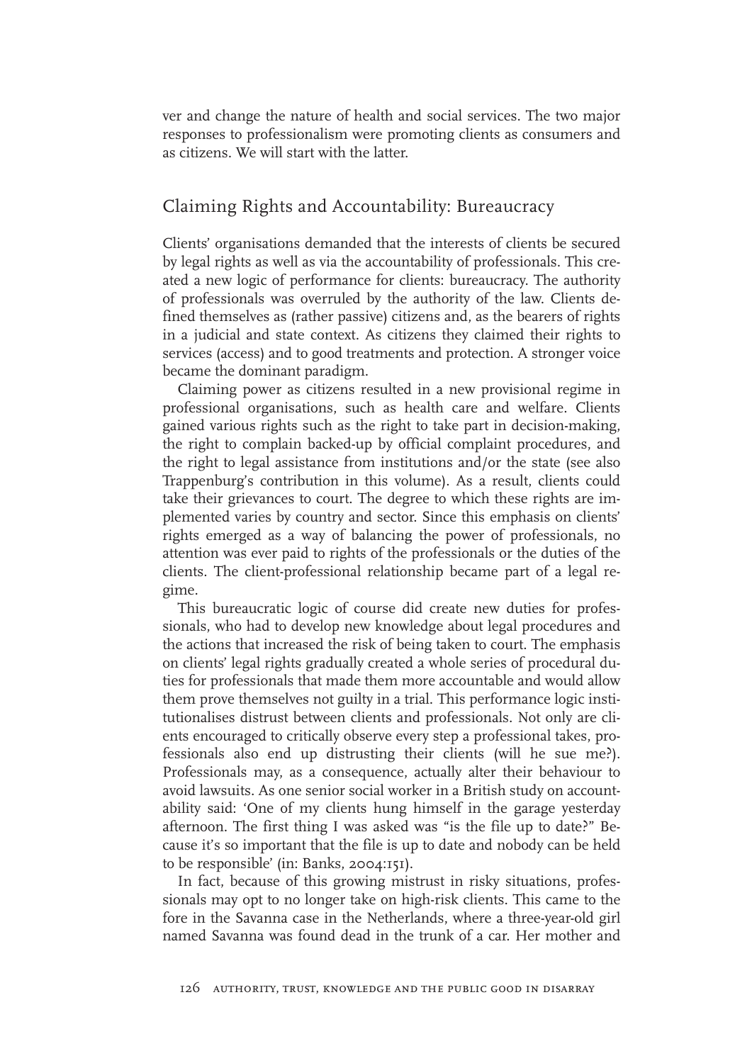ver and change the nature of health and social services. The two major responses to professionalism were promoting clients as consumers and as citizens. We will start with the latter.

## Claiming Rights and Accountability: Bureaucracy

Clients' organisations demanded that the interests of clients be secured by legal rights as well as via the accountability of professionals. This created a new logic of performance for clients: bureaucracy. The authority of professionals was overruled by the authority of the law. Clients defined themselves as (rather passive) citizens and, as the bearers of rights in a judicial and state context. As citizens they claimed their rights to services (access) and to good treatments and protection. A stronger voice became the dominant paradigm.

Claiming power as citizens resulted in a new provisional regime in professional organisations, such as health care and welfare. Clients gained various rights such as the right to take part in decision-making, the right to complain backed-up by official complaint procedures, and the right to legal assistance from institutions and/or the state (see also Trappenburg's contribution in this volume). As a result, clients could take their grievances to court. The degree to which these rights are implemented varies by country and sector. Since this emphasis on clients' rights emerged as a way of balancing the power of professionals, no attention was ever paid to rights of the professionals or the duties of the clients. The client-professional relationship became part of a legal regime.

This bureaucratic logic of course did create new duties for professionals, who had to develop new knowledge about legal procedures and the actions that increased the risk of being taken to court. The emphasis on clients' legal rights gradually created a whole series of procedural duties for professionals that made them more accountable and would allow them prove themselves not guilty in a trial. This performance logic institutionalises distrust between clients and professionals. Not only are clients encouraged to critically observe every step a professional takes, professionals also end up distrusting their clients (will he sue me?). Professionals may, as a consequence, actually alter their behaviour to avoid lawsuits. As one senior social worker in a British study on accountability said: 'One of my clients hung himself in the garage yesterday afternoon. The first thing I was asked was "is the file up to date?" Because it's so important that the file is up to date and nobody can be held to be responsible' (in: Banks, 2004:151).

In fact, because of this growing mistrust in risky situations, professionals may opt to no longer take on high-risk clients. This came to the fore in the Savanna case in the Netherlands, where a three-year-old girl named Savanna was found dead in the trunk of a car. Her mother and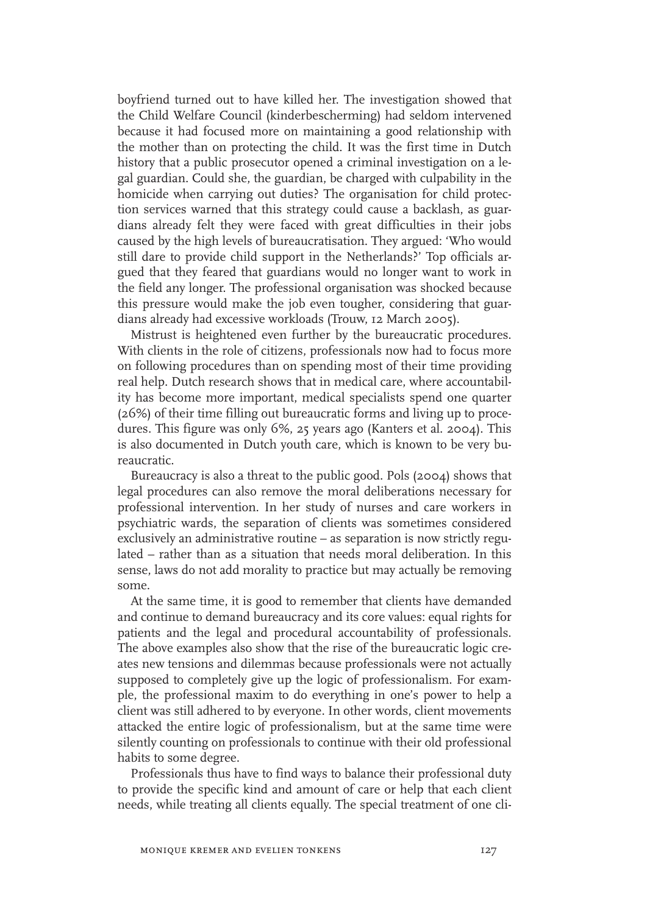boyfriend turned out to have killed her. The investigation showed that the Child Welfare Council (kinderbescherming) had seldom intervened because it had focused more on maintaining a good relationship with the mother than on protecting the child. It was the first time in Dutch history that a public prosecutor opened a criminal investigation on a legal guardian. Could she, the guardian, be charged with culpability in the homicide when carrying out duties? The organisation for child protection services warned that this strategy could cause a backlash, as guardians already felt they were faced with great difficulties in their jobs caused by the high levels of bureaucratisation. They argued: 'Who would still dare to provide child support in the Netherlands?' Top officials argued that they feared that guardians would no longer want to work in the field any longer. The professional organisation was shocked because this pressure would make the job even tougher, considering that guardians already had excessive workloads (Trouw, 12 March 2005).

Mistrust is heightened even further by the bureaucratic procedures. With clients in the role of citizens, professionals now had to focus more on following procedures than on spending most of their time providing real help. Dutch research shows that in medical care, where accountability has become more important, medical specialists spend one quarter (26%) of their time filling out bureaucratic forms and living up to procedures. This figure was only 6%, 25 years ago (Kanters et al. 2004). This is also documented in Dutch youth care, which is known to be very bureaucratic.

Bureaucracy is also a threat to the public good. Pols (2004) shows that legal procedures can also remove the moral deliberations necessary for professional intervention. In her study of nurses and care workers in psychiatric wards, the separation of clients was sometimes considered exclusively an administrative routine – as separation is now strictly regulated – rather than as a situation that needs moral deliberation. In this sense, laws do not add morality to practice but may actually be removing some.

At the same time, it is good to remember that clients have demanded and continue to demand bureaucracy and its core values: equal rights for patients and the legal and procedural accountability of professionals. The above examples also show that the rise of the bureaucratic logic creates new tensions and dilemmas because professionals were not actually supposed to completely give up the logic of professionalism. For example, the professional maxim to do everything in one's power to help a client was still adhered to by everyone. In other words, client movements attacked the entire logic of professionalism, but at the same time were silently counting on professionals to continue with their old professional habits to some degree.

Professionals thus have to find ways to balance their professional duty to provide the specific kind and amount of care or help that each client needs, while treating all clients equally. The special treatment of one cli-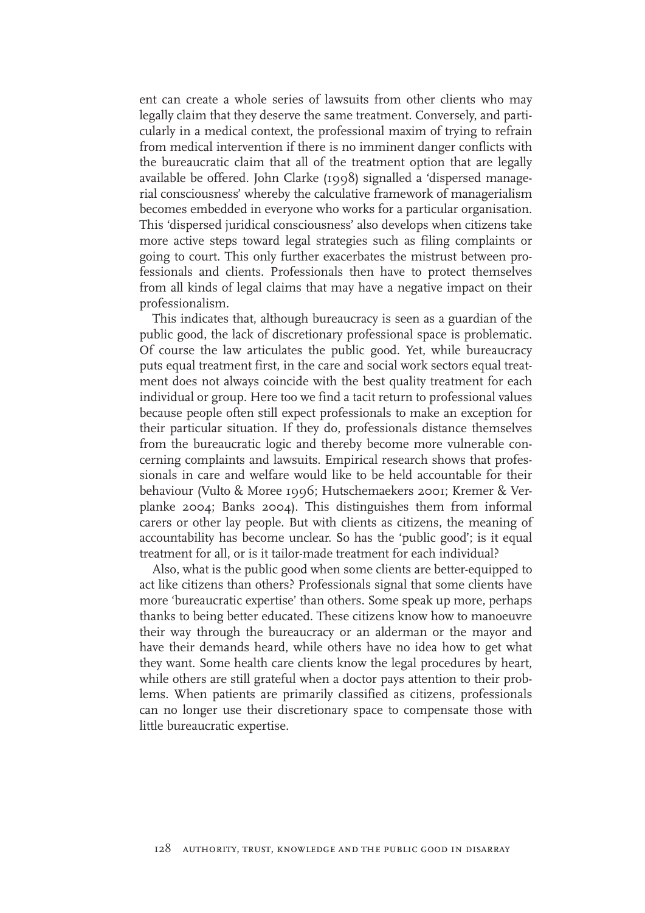ent can create a whole series of lawsuits from other clients who may legally claim that they deserve the same treatment. Conversely, and particularly in a medical context, the professional maxim of trying to refrain from medical intervention if there is no imminent danger conflicts with the bureaucratic claim that all of the treatment option that are legally available be offered. John Clarke (1998) signalled a 'dispersed managerial consciousness' whereby the calculative framework of managerialism becomes embedded in everyone who works for a particular organisation. This 'dispersed juridical consciousness' also develops when citizens take more active steps toward legal strategies such as filing complaints or going to court. This only further exacerbates the mistrust between professionals and clients. Professionals then have to protect themselves from all kinds of legal claims that may have a negative impact on their professionalism.

This indicates that, although bureaucracy is seen as a guardian of the public good, the lack of discretionary professional space is problematic. Of course the law articulates the public good. Yet, while bureaucracy puts equal treatment first, in the care and social work sectors equal treatment does not always coincide with the best quality treatment for each individual or group. Here too we find a tacit return to professional values because people often still expect professionals to make an exception for their particular situation. If they do, professionals distance themselves from the bureaucratic logic and thereby become more vulnerable concerning complaints and lawsuits. Empirical research shows that professionals in care and welfare would like to be held accountable for their behaviour (Vulto & Moree 1996; Hutschemaekers 2001; Kremer & Verplanke 2004; Banks 2004). This distinguishes them from informal carers or other lay people. But with clients as citizens, the meaning of accountability has become unclear. So has the 'public good'; is it equal treatment for all, or is it tailor-made treatment for each individual?

Also, what is the public good when some clients are better-equipped to act like citizens than others? Professionals signal that some clients have more 'bureaucratic expertise' than others. Some speak up more, perhaps thanks to being better educated. These citizens know how to manoeuvre their way through the bureaucracy or an alderman or the mayor and have their demands heard, while others have no idea how to get what they want. Some health care clients know the legal procedures by heart, while others are still grateful when a doctor pays attention to their problems. When patients are primarily classified as citizens, professionals can no longer use their discretionary space to compensate those with little bureaucratic expertise.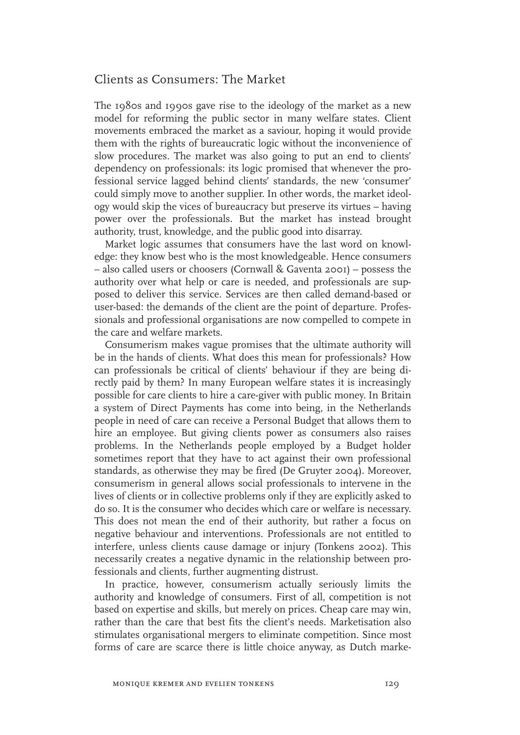## Clients as Consumers: The Market

The 1980s and 1990s gave rise to the ideology of the market as a new model for reforming the public sector in many welfare states. Client movements embraced the market as a saviour, hoping it would provide them with the rights of bureaucratic logic without the inconvenience of slow procedures. The market was also going to put an end to clients' dependency on professionals: its logic promised that whenever the professional service lagged behind clients' standards, the new 'consumer' could simply move to another supplier. In other words, the market ideology would skip the vices of bureaucracy but preserve its virtues – having power over the professionals. But the market has instead brought authority, trust, knowledge, and the public good into disarray.

Market logic assumes that consumers have the last word on knowledge: they know best who is the most knowledgeable. Hence consumers – also called users or choosers (Cornwall & Gaventa 2001) – possess the authority over what help or care is needed, and professionals are supposed to deliver this service. Services are then called demand-based or user-based: the demands of the client are the point of departure. Professionals and professional organisations are now compelled to compete in the care and welfare markets.

Consumerism makes vague promises that the ultimate authority will be in the hands of clients. What does this mean for professionals? How can professionals be critical of clients' behaviour if they are being directly paid by them? In many European welfare states it is increasingly possible for care clients to hire a care-giver with public money. In Britain a system of Direct Payments has come into being, in the Netherlands people in need of care can receive a Personal Budget that allows them to hire an employee. But giving clients power as consumers also raises problems. In the Netherlands people employed by a Budget holder sometimes report that they have to act against their own professional standards, as otherwise they may be fired (De Gruyter 2004). Moreover, consumerism in general allows social professionals to intervene in the lives of clients or in collective problems only if they are explicitly asked to do so. It is the consumer who decides which care or welfare is necessary. This does not mean the end of their authority, but rather a focus on negative behaviour and interventions. Professionals are not entitled to interfere, unless clients cause damage or injury (Tonkens 2002). This necessarily creates a negative dynamic in the relationship between professionals and clients, further augmenting distrust.

In practice, however, consumerism actually seriously limits the authority and knowledge of consumers. First of all, competition is not based on expertise and skills, but merely on prices. Cheap care may win, rather than the care that best fits the client's needs. Marketisation also stimulates organisational mergers to eliminate competition. Since most forms of care are scarce there is little choice anyway, as Dutch marke-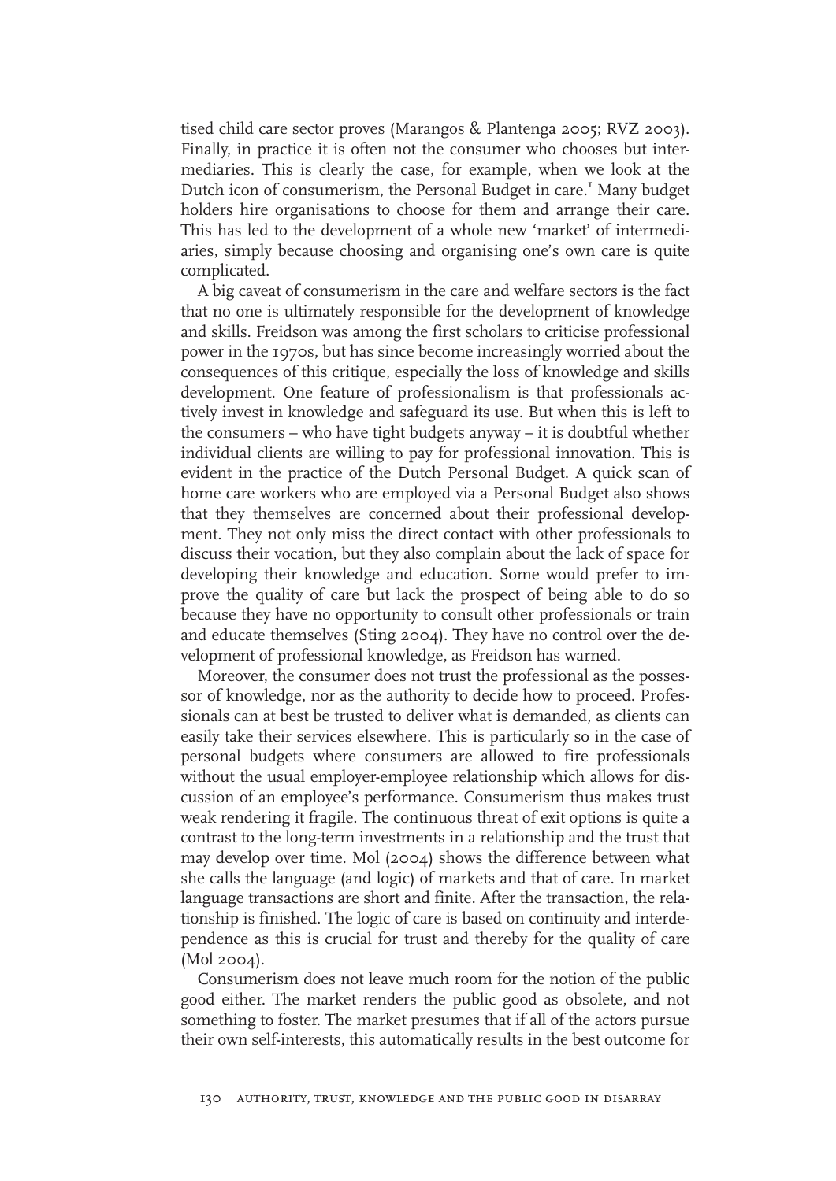tised child care sector proves (Marangos & Plantenga 2005; RVZ 2003). Finally, in practice it is often not the consumer who chooses but intermediaries. This is clearly the case, for example, when we look at the Dutch icon of consumerism, the Personal Budget in care.[1] Many budget holders hire organisations to choose for them and arrange their care. This has led to the development of a whole new 'market' of intermediaries, simply because choosing and organising one's own care is quite complicated.

A big caveat of consumerism in the care and welfare sectors is the fact that no one is ultimately responsible for the development of knowledge and skills. Freidson was among the first scholars to criticise professional power in the 1970s, but has since become increasingly worried about the consequences of this critique, especially the loss of knowledge and skills development. One feature of professionalism is that professionals actively invest in knowledge and safeguard its use. But when this is left to the consumers – who have tight budgets anyway – it is doubtful whether individual clients are willing to pay for professional innovation. This is evident in the practice of the Dutch Personal Budget. A quick scan of home care workers who are employed via a Personal Budget also shows that they themselves are concerned about their professional development. They not only miss the direct contact with other professionals to discuss their vocation, but they also complain about the lack of space for developing their knowledge and education. Some would prefer to improve the quality of care but lack the prospect of being able to do so because they have no opportunity to consult other professionals or train and educate themselves (Sting 2004). They have no control over the development of professional knowledge, as Freidson has warned.

Moreover, the consumer does not trust the professional as the possessor of knowledge, nor as the authority to decide how to proceed. Professionals can at best be trusted to deliver what is demanded, as clients can easily take their services elsewhere. This is particularly so in the case of personal budgets where consumers are allowed to fire professionals without the usual employer-employee relationship which allows for discussion of an employee's performance. Consumerism thus makes trust weak rendering it fragile. The continuous threat of exit options is quite a contrast to the long-term investments in a relationship and the trust that may develop over time. Mol (2004) shows the difference between what she calls the language (and logic) of markets and that of care. In market language transactions are short and finite. After the transaction, the relationship is finished. The logic of care is based on continuity and interdependence as this is crucial for trust and thereby for the quality of care (Mol 2004).

Consumerism does not leave much room for the notion of the public good either. The market renders the public good as obsolete, and not something to foster. The market presumes that if all of the actors pursue their own self-interests, this automatically results in the best outcome for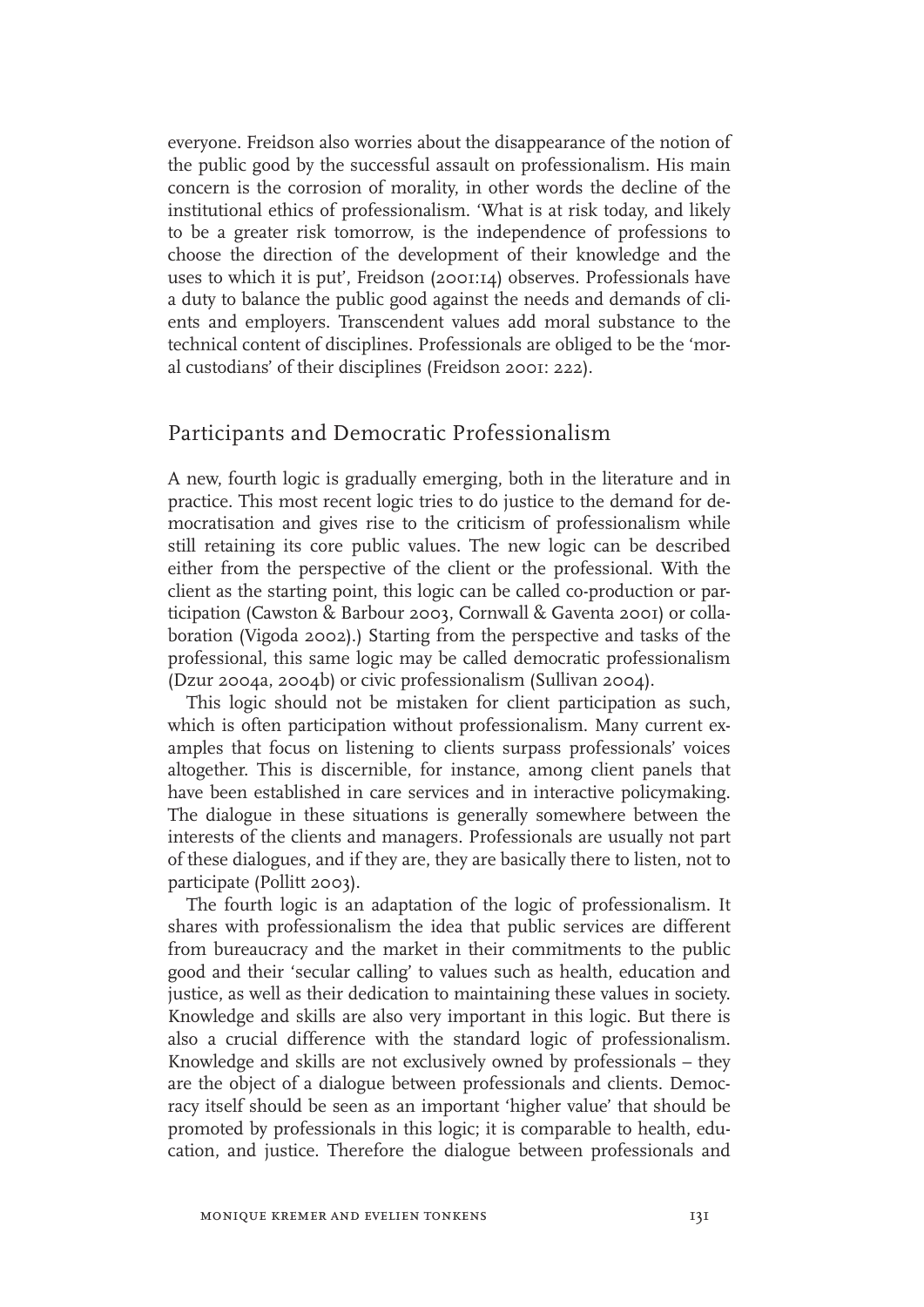everyone. Freidson also worries about the disappearance of the notion of the public good by the successful assault on professionalism. His main concern is the corrosion of morality, in other words the decline of the institutional ethics of professionalism. 'What is at risk today, and likely to be a greater risk tomorrow, is the independence of professions to choose the direction of the development of their knowledge and the uses to which it is put', Freidson (2001:14) observes. Professionals have a duty to balance the public good against the needs and demands of clients and employers. Transcendent values add moral substance to the technical content of disciplines. Professionals are obliged to be the 'moral custodians' of their disciplines (Freidson 2001: 222).

## Participants and Democratic Professionalism

A new, fourth logic is gradually emerging, both in the literature and in practice. This most recent logic tries to do justice to the demand for democratisation and gives rise to the criticism of professionalism while still retaining its core public values. The new logic can be described either from the perspective of the client or the professional. With the client as the starting point, this logic can be called co-production or participation (Cawston & Barbour 2003, Cornwall & Gaventa 2001) or collaboration (Vigoda 2002).) Starting from the perspective and tasks of the professional, this same logic may be called democratic professionalism (Dzur 2004a, 2004b) or civic professionalism (Sullivan 2004).

This logic should not be mistaken for client participation as such, which is often participation without professionalism. Many current examples that focus on listening to clients surpass professionals' voices altogether. This is discernible, for instance, among client panels that have been established in care services and in interactive policymaking. The dialogue in these situations is generally somewhere between the interests of the clients and managers. Professionals are usually not part of these dialogues, and if they are, they are basically there to listen, not to participate (Pollitt 2003).

The fourth logic is an adaptation of the logic of professionalism. It shares with professionalism the idea that public services are different from bureaucracy and the market in their commitments to the public good and their 'secular calling' to values such as health, education and justice, as well as their dedication to maintaining these values in society. Knowledge and skills are also very important in this logic. But there is also a crucial difference with the standard logic of professionalism. Knowledge and skills are not exclusively owned by professionals – they are the object of a dialogue between professionals and clients. Democracy itself should be seen as an important 'higher value' that should be promoted by professionals in this logic; it is comparable to health, education, and justice. Therefore the dialogue between professionals and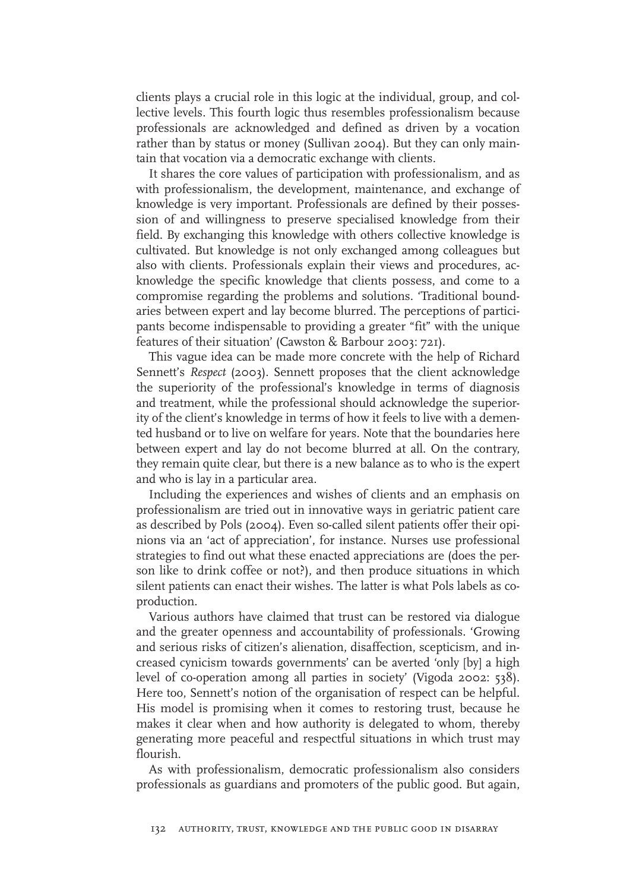clients plays a crucial role in this logic at the individual, group, and collective levels. This fourth logic thus resembles professionalism because professionals are acknowledged and defined as driven by a vocation rather than by status or money (Sullivan 2004). But they can only maintain that vocation via a democratic exchange with clients.

It shares the core values of participation with professionalism, and as with professionalism, the development, maintenance, and exchange of knowledge is very important. Professionals are defined by their possession of and willingness to preserve specialised knowledge from their field. By exchanging this knowledge with others collective knowledge is cultivated. But knowledge is not only exchanged among colleagues but also with clients. Professionals explain their views and procedures, acknowledge the specific knowledge that clients possess, and come to a compromise regarding the problems and solutions. 'Traditional boundaries between expert and lay become blurred. The perceptions of participants become indispensable to providing a greater "fit" with the unique features of their situation' (Cawston & Barbour 2003: 721).

This vague idea can be made more concrete with the help of Richard Sennett's *Respect* (2003). Sennett proposes that the client acknowledge the superiority of the professional's knowledge in terms of diagnosis and treatment, while the professional should acknowledge the superiority of the client's knowledge in terms of how it feels to live with a demented husband or to live on welfare for years. Note that the boundaries here between expert and lay do not become blurred at all. On the contrary, they remain quite clear, but there is a new balance as to who is the expert and who is lay in a particular area.

Including the experiences and wishes of clients and an emphasis on professionalism are tried out in innovative ways in geriatric patient care as described by Pols (2004). Even so-called silent patients offer their opinions via an 'act of appreciation', for instance. Nurses use professional strategies to find out what these enacted appreciations are (does the person like to drink coffee or not?), and then produce situations in which silent patients can enact their wishes. The latter is what Pols labels as co-production.

Various authors have claimed that trust can be restored via dialogue and the greater openness and accountability of professionals. 'Growing and serious risks of citizen's alienation, disaffection, scepticism, and increased cynicism towards governments' can be averted 'only [by] a high level of co-operation among all parties in society' (Vigoda 2002: 538). Here too, Sennett's notion of the organisation of respect can be helpful. His model is promising when it comes to restoring trust, because he makes it clear when and how authority is delegated to whom, thereby generating more peaceful and respectful situations in which trust may flourish.

As with professionalism, democratic professionalism also considers professionals as guardians and promoters of the public good. But again,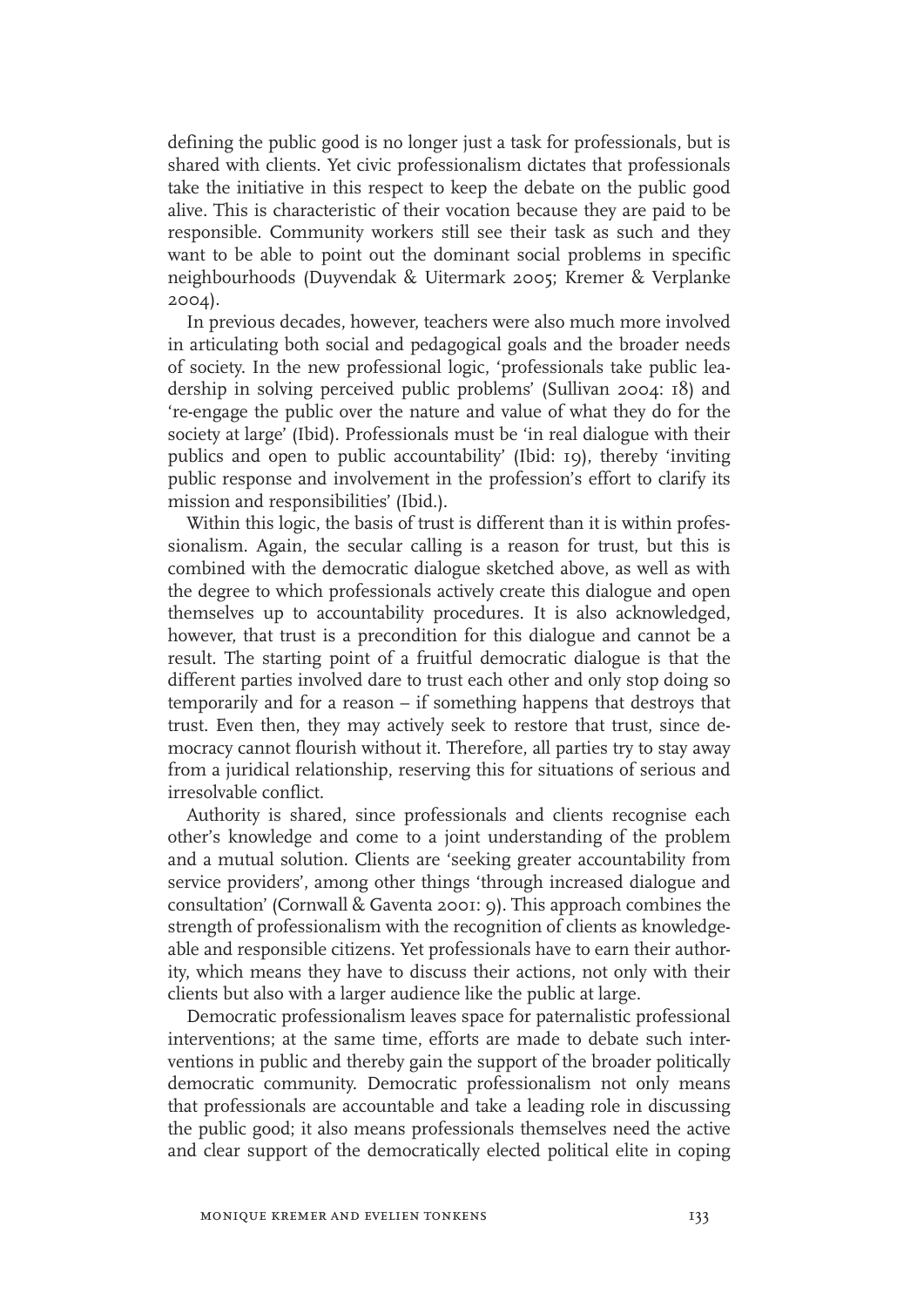defining the public good is no longer just a task for professionals, but is shared with clients. Yet civic professionalism dictates that professionals take the initiative in this respect to keep the debate on the public good alive. This is characteristic of their vocation because they are paid to be responsible. Community workers still see their task as such and they want to be able to point out the dominant social problems in specific neighbourhoods (Duyvendak & Uitermark 2005; Kremer & Verplanke 2004).

In previous decades, however, teachers were also much more involved in articulating both social and pedagogical goals and the broader needs of society. In the new professional logic, 'professionals take public leadership in solving perceived public problems' (Sullivan 2004: 18) and 're-engage the public over the nature and value of what they do for the society at large' (Ibid). Professionals must be 'in real dialogue with their publics and open to public accountability' (Ibid: 19), thereby 'inviting public response and involvement in the profession's effort to clarify its mission and responsibilities' (Ibid.).

Within this logic, the basis of trust is different than it is within professionalism. Again, the secular calling is a reason for trust, but this is combined with the democratic dialogue sketched above, as well as with the degree to which professionals actively create this dialogue and open themselves up to accountability procedures. It is also acknowledged, however, that trust is a precondition for this dialogue and cannot be a result. The starting point of a fruitful democratic dialogue is that the different parties involved dare to trust each other and only stop doing so temporarily and for a reason – if something happens that destroys that trust. Even then, they may actively seek to restore that trust, since democracy cannot flourish without it. Therefore, all parties try to stay away from a juridical relationship, reserving this for situations of serious and irresolvable conflict.

Authority is shared, since professionals and clients recognise each other's knowledge and come to a joint understanding of the problem and a mutual solution. Clients are 'seeking greater accountability from service providers', among other things 'through increased dialogue and consultation' (Cornwall & Gaventa 2001: 9). This approach combines the strength of professionalism with the recognition of clients as knowledgeable and responsible citizens. Yet professionals have to earn their authority, which means they have to discuss their actions, not only with their clients but also with a larger audience like the public at large.

Democratic professionalism leaves space for paternalistic professional interventions; at the same time, efforts are made to debate such interventions in public and thereby gain the support of the broader politically democratic community. Democratic professionalism not only means that professionals are accountable and take a leading role in discussing the public good; it also means professionals themselves need the active and clear support of the democratically elected political elite in coping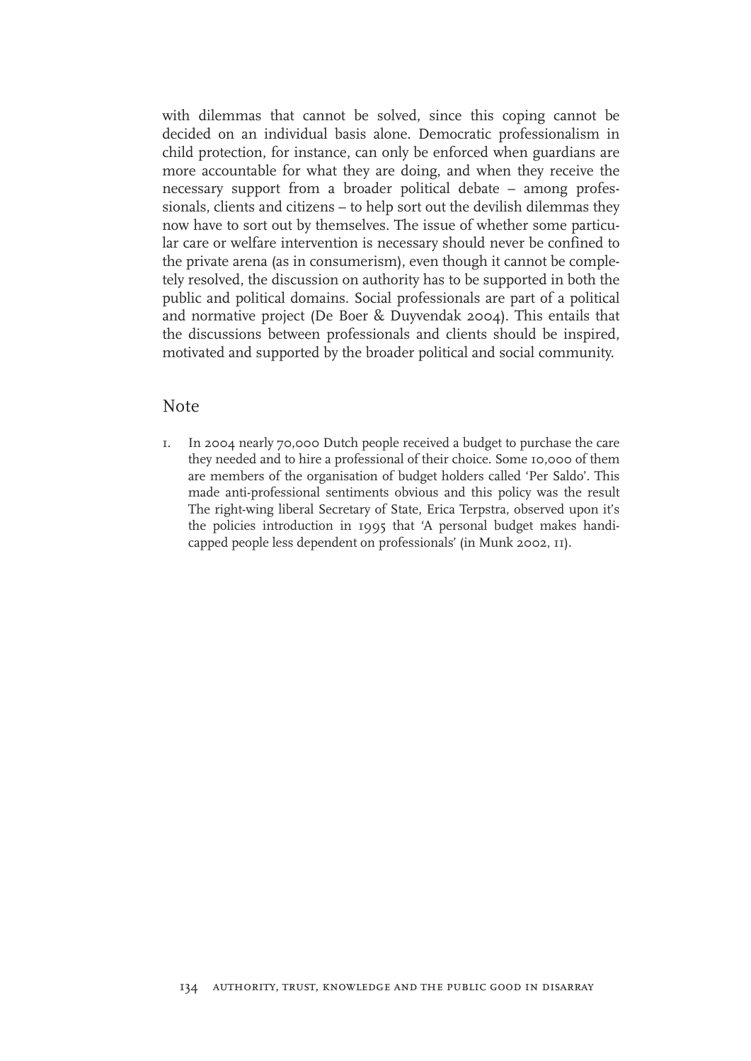with dilemmas that cannot be solved, since this coping cannot be decided on an individual basis alone. Democratic professionalism in child protection, for instance, can only be enforced when guardians are more accountable for what they are doing, and when they receive the necessary support from a broader political debate – among professionals, clients and citizens – to help sort out the devilish dilemmas they now have to sort out by themselves. The issue of whether some particular care or welfare intervention is necessary should never be confined to the private arena (as in consumerism), even though it cannot be completely resolved, the discussion on authority has to be supported in both the public and political domains. Social professionals are part of a political and normative project (De Boer & Duyvendak 2004). This entails that the discussions between professionals and clients should be inspired, motivated and supported by the broader political and social community.

## Note

1. In 2004 nearly 70,000 Dutch people received a budget to purchase the care they needed and to hire a professional of their choice. Some 10,000 of them are members of the organisation of budget holders called 'Per Saldo'. This made anti-professional sentiments obvious and this policy was the result The right-wing liberal Secretary of State, Erica Terpstra, observed upon it's the policies introduction in 1995 that 'A personal budget makes handicapped people less dependent on professionals' (in Munk 2002, 11).